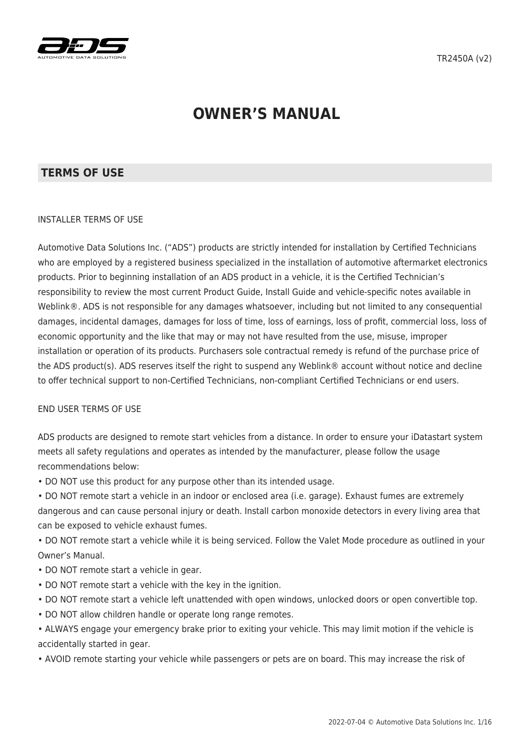TR2450A (v2)

# OWNER'S MANUAL

## TERMS OF USE

INSTALLER TERMS OF USE

Automotive Data Solutions Inc. ("ADS") products are strictly intended for installation by Certified Technicians who are employed by a registered business specialized in the installation of automotive aftermarket electronics products. Prior to beginning installation of an ADS product in a vehicle, it is the Certified Technician's responsibility to review the most current Product Guide, Install Guide and vehicle-specific notes available in Weblink®. ADS is not responsible for any damages whatsoever, including but not limited to any consequential damages, incidental damages, damages for loss of time, loss of earnings, loss of profit, commercial loss, loss of economic opportunity and the like that may or may not have resulted from the use, misuse, improper installation or operation of its products. Purchasers sole contractual remedy is refund of the purchase price of the ADS product(s). ADS reserves itself the right to suspend any Weblink® account without notice and decline to offer technical support to non-Certified Technicians, non-compliant Certified Technicians or end users.

END USER TERMS OF USE

ADS products are designed to remote start vehicles from a distance. In order to ensure your iDatastart system meets all safety regulations and operates as intended by the manufacturer, please follow the usage recommendations below:

- DO NOT use this product for any purpose other than its intended usage.
- DO NOT remote start a vehicle in an indoor or enclosed area (i.e. garage). Exhaust fumes are extremely dangerous and can cause personal injury or death. Install carbon monoxide detectors in every living area that can be exposed to vehicle exhaust fumes.
- DO NOT remote start a vehicle while it is being serviced. Follow the Valet Mode procedure as outlined in your Owner's Manual.
- DO NOT remote start a vehicle in gear.
- DO NOT remote start a vehicle with the key in the ignition.
- DO NOT remote start a vehicle left unattended with open windows, unlocked doors or open convertible top.
- DO NOT allow children handle or operate long range remotes.
- ALWAYS engage your emergency brake prior to exiting your vehicle. This may limit motion if the vehicle is accidentally started in gear.
- AVOID remote starting your vehicle while passengers or pets are on board. This may increase the risk of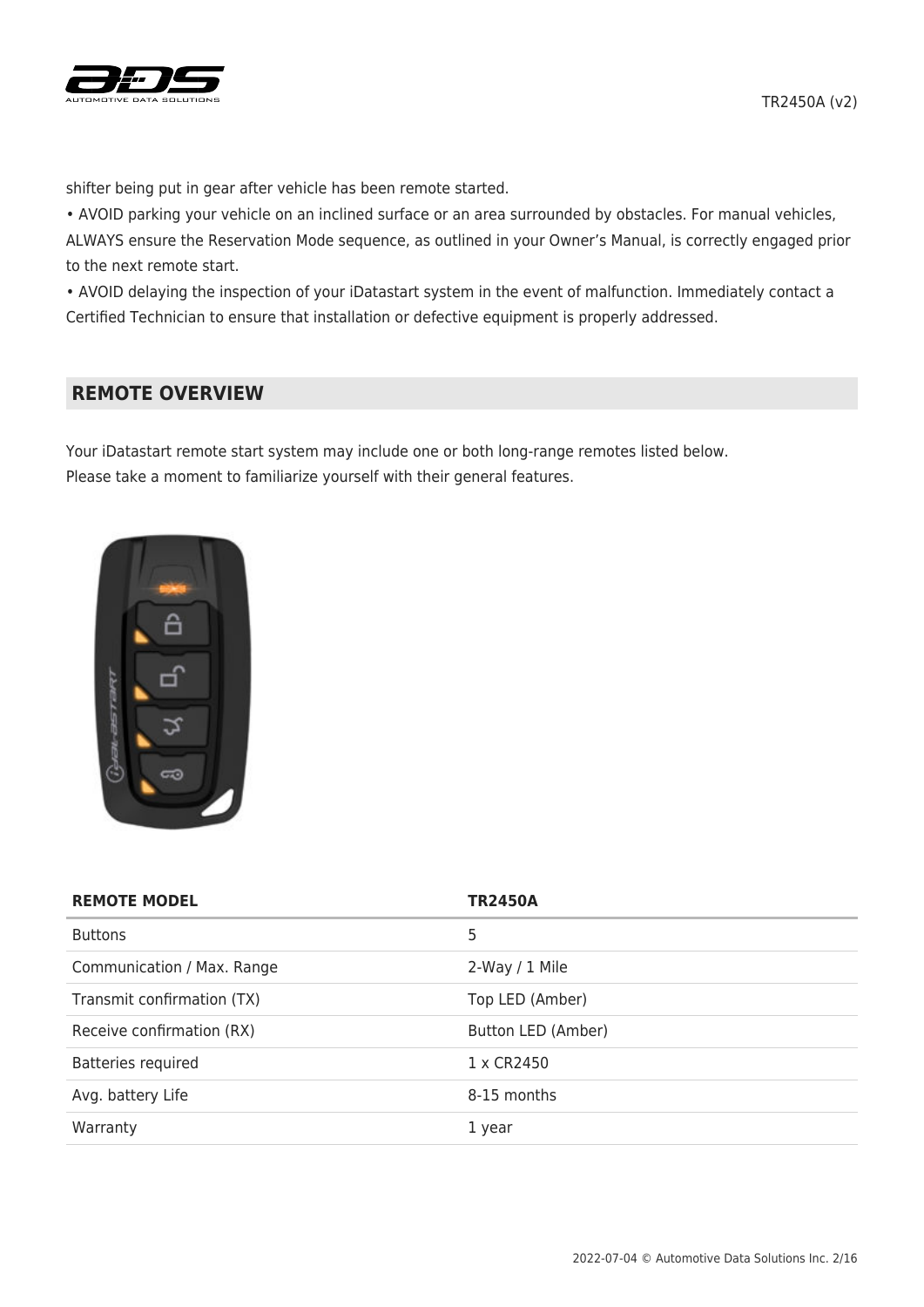shifter being put in gear after vehicle has been remote started.

• AVOID parking your vehicle on an inclined surface or an area surrounded by obstacles. For manual vehicles, ALWAYS ensure the Reservation Mode sequence, as outlined in your Owner's Manual, is correctly engaged prior to the next remote start.

• AVOID delaying the inspection of your iDatastart system in the event of malfunction. Immediately contact a Certified Technician to ensure that installation or defective equipment is properly addressed.

## REMOTE OVERVIEW

Your iDatastart remote start system may include one or both long-range remotes listed below.
Please take a moment to familiarize yourself with their general features.

| REMOTE MODEL | TR2450A |
|---|---|
| Buttons | 5 |
| Communication / Max. Range | 2-Way / 1 Mile |
| Transmit confirmation (TX) | Top LED (Amber) |
| Receive confirmation (RX) | Button LED (Amber) |
| Batteries required | 1 x CR2450 |
| Avg. battery Life | 8-15 months |
| Warranty | 1 year |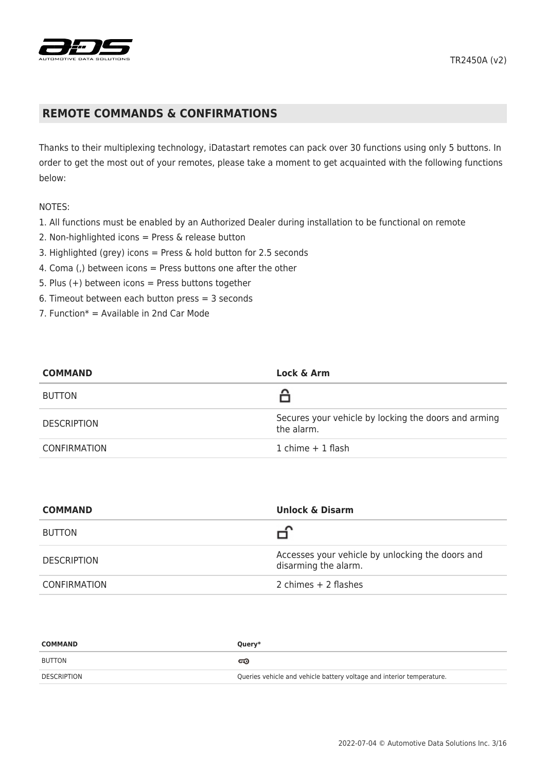## REMOTE COMMANDS & CONFIRMATIONS

Thanks to their multiplexing technology, iDatastart remotes can pack over 30 functions using only 5 buttons. In order to get the most out of your remotes, please take a moment to get acquainted with the following functions below:

NOTES:

1. All functions must be enabled by an Authorized Dealer during installation to be functional on remote
2. Non-highlighted icons = Press & release button
3. Highlighted (grey) icons = Press & hold button for 2.5 seconds
4. Coma (,) between icons = Press buttons one after the other
5. Plus (+) between icons = Press buttons together
6. Timeout between each button press = 3 seconds
7. Function* = Available in 2nd Car Mode

| COMMAND | Lock & Arm |
|---|---|
| BUTTON | 🔒 |
| DESCRIPTION | Secures your vehicle by locking the doors and arming the alarm. |
| CONFIRMATION | 1 chime + 1 flash |

| COMMAND | Unlock & Disarm |
|---|---|
| BUTTON | 🔓 |
| DESCRIPTION | Accesses your vehicle by unlocking the doors and disarming the alarm. |
| CONFIRMATION | 2 chimes + 2 flashes |

| COMMAND | Query* |
|---|---|
| BUTTON | 🔑 |
| DESCRIPTION | Queries vehicle and vehicle battery voltage and interior temperature. |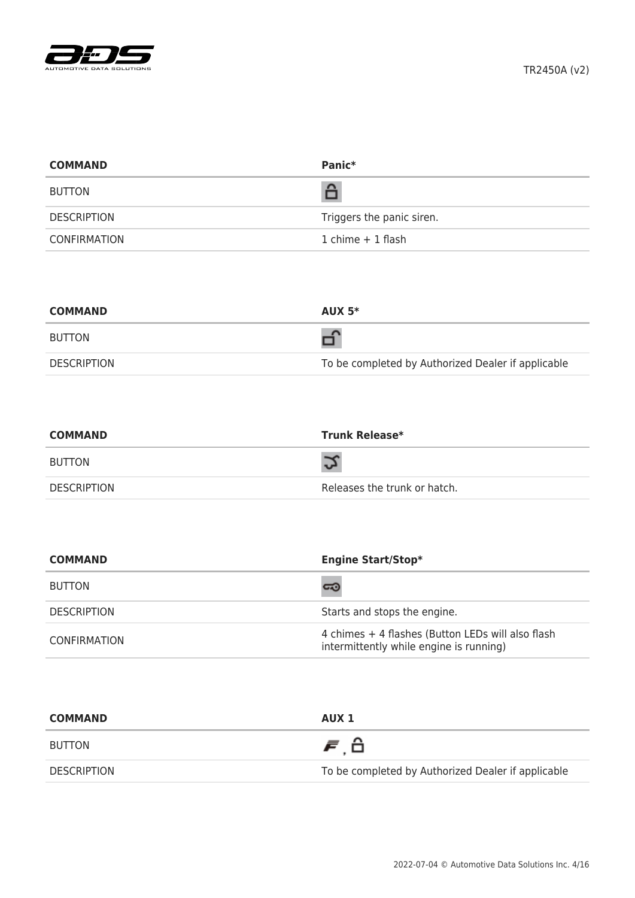| COMMAND | Panic* |
|---|---|
| BUTTON | |
| DESCRIPTION | Triggers the panic siren. |
| CONFIRMATION | 1 chime + 1 flash |

| COMMAND | AUX 5* |
|---|---|
| BUTTON | |
| DESCRIPTION | To be completed by Authorized Dealer if applicable |

| COMMAND | Trunk Release* |
|---|---|
| BUTTON | |
| DESCRIPTION | Releases the trunk or hatch. |

| COMMAND | Engine Start/Stop* |
|---|---|
| BUTTON | |
| DESCRIPTION | Starts and stops the engine. |
| CONFIRMATION | 4 chimes + 4 flashes (Button LEDs will also flash intermittently while engine is running) |

| COMMAND | AUX 1 |
|---|---|
| BUTTON | , |
| DESCRIPTION | To be completed by Authorized Dealer if applicable |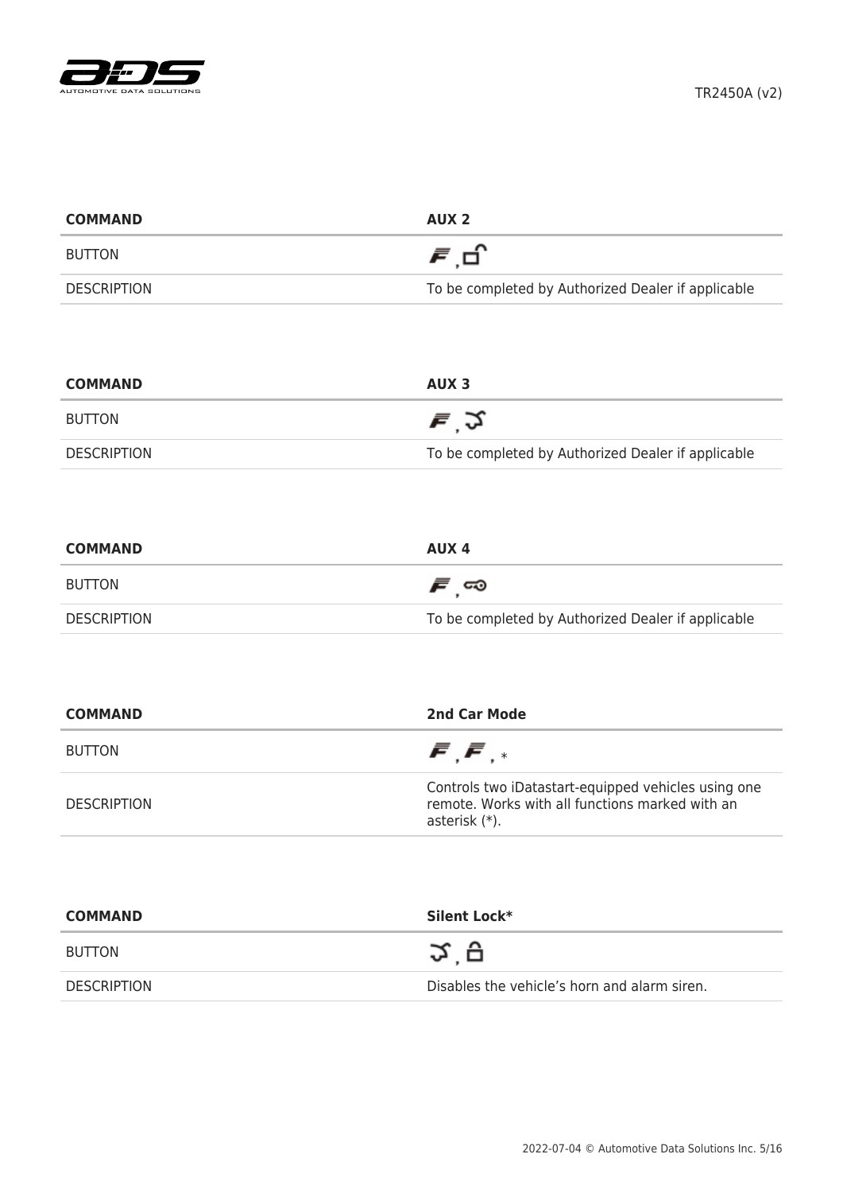| COMMAND | AUX 2 |
|---|---|
| BUTTON | F , 🔓 |
| DESCRIPTION | To be completed by Authorized Dealer if applicable |

| COMMAND | AUX 3 |
|---|---|
| BUTTON | F , 🚗 |
| DESCRIPTION | To be completed by Authorized Dealer if applicable |

| COMMAND | AUX 4 |
|---|---|
| BUTTON | F , 🔑 |
| DESCRIPTION | To be completed by Authorized Dealer if applicable |

| COMMAND | 2nd Car Mode |
|---|---|
| BUTTON | F , F , * |
| DESCRIPTION | Controls two iDatastart-equipped vehicles using one remote. Works with all functions marked with an asterisk (*). |

| COMMAND | Silent Lock* |
|---|---|
| BUTTON | 🚗 , 🔒 |
| DESCRIPTION | Disables the vehicle's horn and alarm siren. |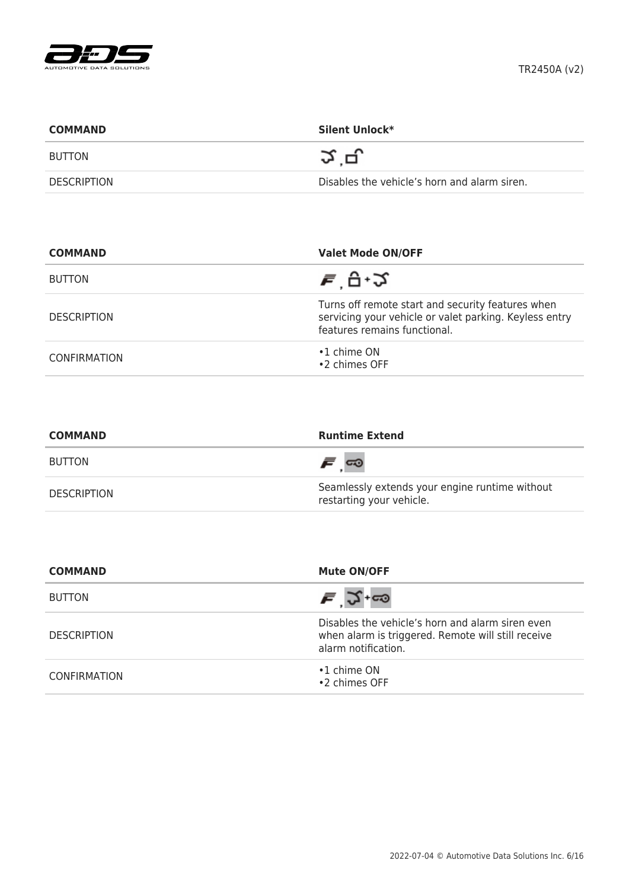| COMMAND | Silent Unlock* |
|---|---|
| BUTTON | , |
| DESCRIPTION | Disables the vehicle's horn and alarm siren. |

| COMMAND | Valet Mode ON/OFF |
|---|---|
| BUTTON | , + |
| DESCRIPTION | Turns off remote start and security features when servicing your vehicle or valet parking. Keyless entry features remains functional. |
| CONFIRMATION | •1 chime ON<br>•2 chimes OFF |

| COMMAND | Runtime Extend |
|---|---|
| BUTTON | , |
| DESCRIPTION | Seamlessly extends your engine runtime without restarting your vehicle. |

| COMMAND | Mute ON/OFF |
|---|---|
| BUTTON | , + |
| DESCRIPTION | Disables the vehicle's horn and alarm siren even when alarm is triggered. Remote will still receive alarm notification. |
| CONFIRMATION | •1 chime ON<br>•2 chimes OFF |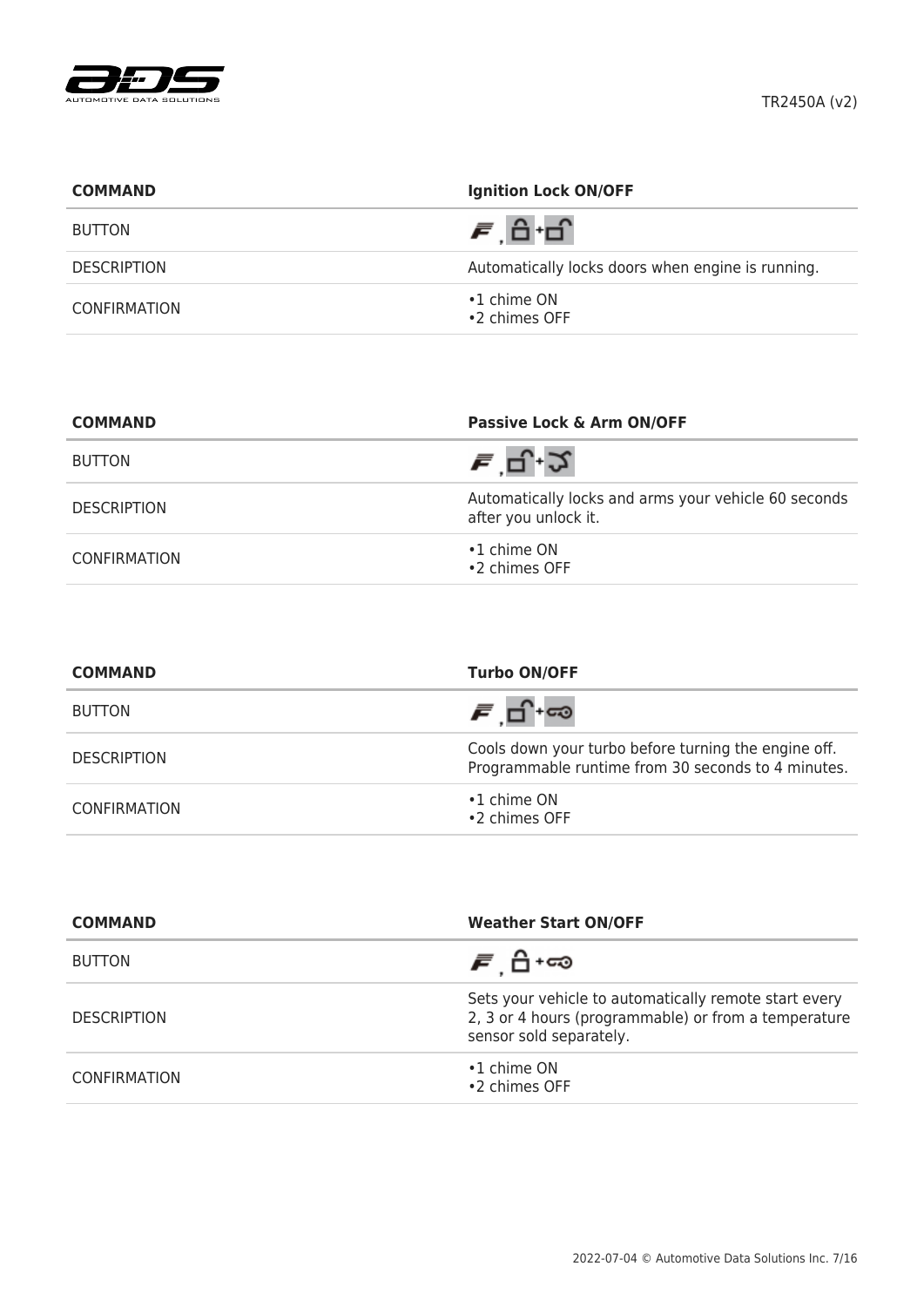| COMMAND | Ignition Lock ON/OFF |
| --- | --- |
| BUTTON | F , Lock + Unlock |
| DESCRIPTION | Automatically locks doors when engine is running. |
| CONFIRMATION | •1 chime ON<br>•2 chimes OFF |

| COMMAND | Passive Lock & Arm ON/OFF |
| --- | --- |
| BUTTON | F , Unlock + Trunk |
| DESCRIPTION | Automatically locks and arms your vehicle 60 seconds after you unlock it. |
| CONFIRMATION | •1 chime ON<br>•2 chimes OFF |

| COMMAND | Turbo ON/OFF |
| --- | --- |
| BUTTON | F , Unlock + Start |
| DESCRIPTION | Cools down your turbo before turning the engine off. Programmable runtime from 30 seconds to 4 minutes. |
| CONFIRMATION | •1 chime ON<br>•2 chimes OFF |

| COMMAND | Weather Start ON/OFF |
| --- | --- |
| BUTTON | F , Lock + Start |
| DESCRIPTION | Sets your vehicle to automatically remote start every 2, 3 or 4 hours (programmable) or from a temperature sensor sold separately. |
| CONFIRMATION | •1 chime ON<br>•2 chimes OFF |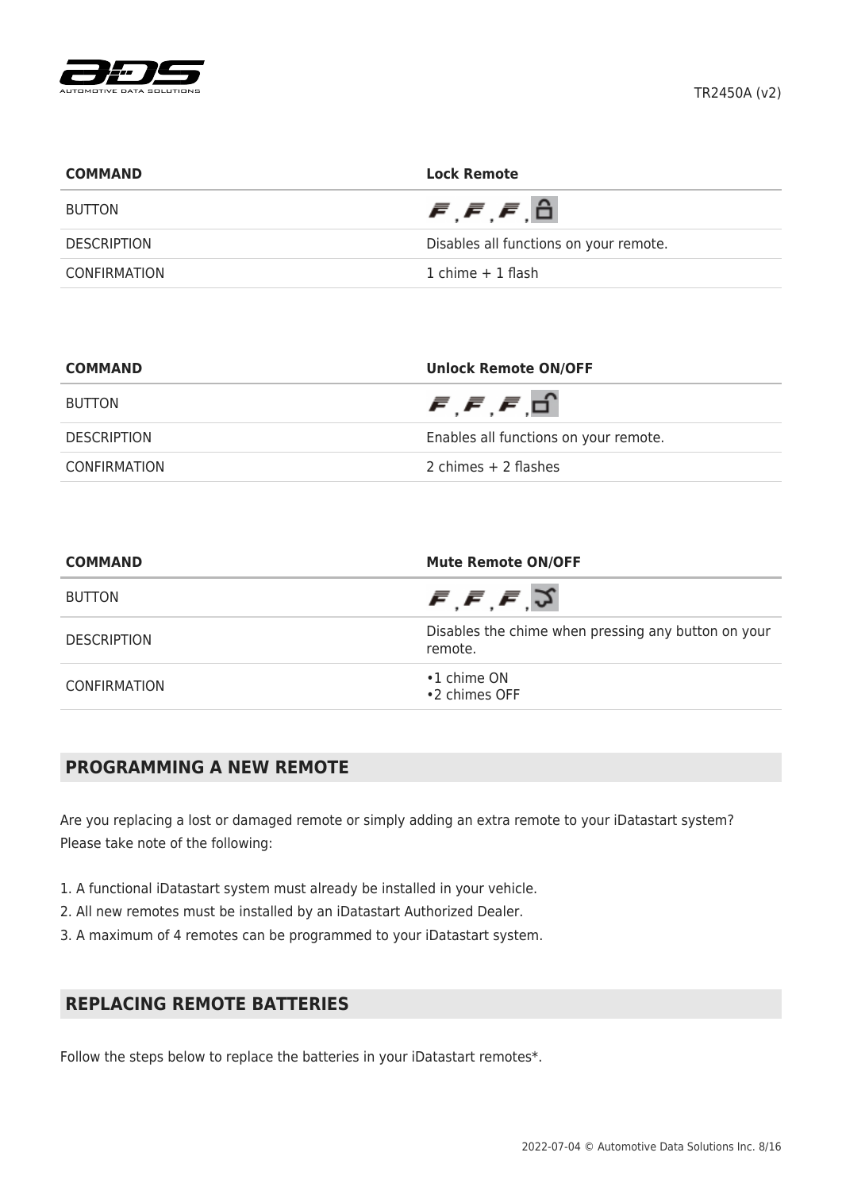| COMMAND | Lock Remote |
| --- | --- |
| BUTTON | F, F, F, 🔒 |
| DESCRIPTION | Disables all functions on your remote. |
| CONFIRMATION | 1 chime + 1 flash |

| COMMAND | Unlock Remote ON/OFF |
| --- | --- |
| BUTTON | F, F, F, 🔓 |
| DESCRIPTION | Enables all functions on your remote. |
| CONFIRMATION | 2 chimes + 2 flashes |

| COMMAND | Mute Remote ON/OFF |
| --- | --- |
| BUTTON | F, F, F, ⤴ |
| DESCRIPTION | Disables the chime when pressing any button on your remote. |
| CONFIRMATION | •1 chime ON<br>•2 chimes OFF |

## PROGRAMMING A NEW REMOTE

Are you replacing a lost or damaged remote or simply adding an extra remote to your iDatastart system? Please take note of the following:

1. A functional iDatastart system must already be installed in your vehicle.
2. All new remotes must be installed by an iDatastart Authorized Dealer.
3. A maximum of 4 remotes can be programmed to your iDatastart system.

## REPLACING REMOTE BATTERIES

Follow the steps below to replace the batteries in your iDatastart remotes*.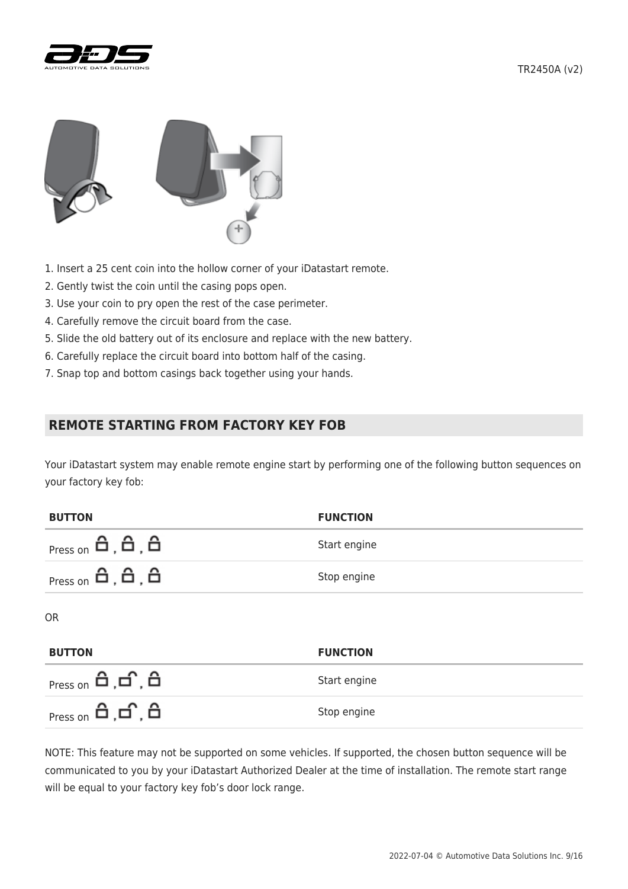1. Insert a 25 cent coin into the hollow corner of your iDatastart remote.
2. Gently twist the coin until the casing pops open.
3. Use your coin to pry open the rest of the case perimeter.
4. Carefully remove the circuit board from the case.
5. Slide the old battery out of its enclosure and replace with the new battery.
6. Carefully replace the circuit board into bottom half of the casing.
7. Snap top and bottom casings back together using your hands.

## REMOTE STARTING FROM FACTORY KEY FOB

Your iDatastart system may enable remote engine start by performing one of the following button sequences on your factory key fob:

| BUTTON | FUNCTION |
| --- | --- |
| Press on 🔒, 🔒, 🔒 | Start engine |
| Press on 🔒, 🔒, 🔒 | Stop engine |

OR

| BUTTON | FUNCTION |
| --- | --- |
| Press on 🔒, 🔓, 🔒 | Start engine |
| Press on 🔒, 🔓, 🔒 | Stop engine |

NOTE: This feature may not be supported on some vehicles. If supported, the chosen button sequence will be communicated to you by your iDatastart Authorized Dealer at the time of installation. The remote start range will be equal to your factory key fob's door lock range.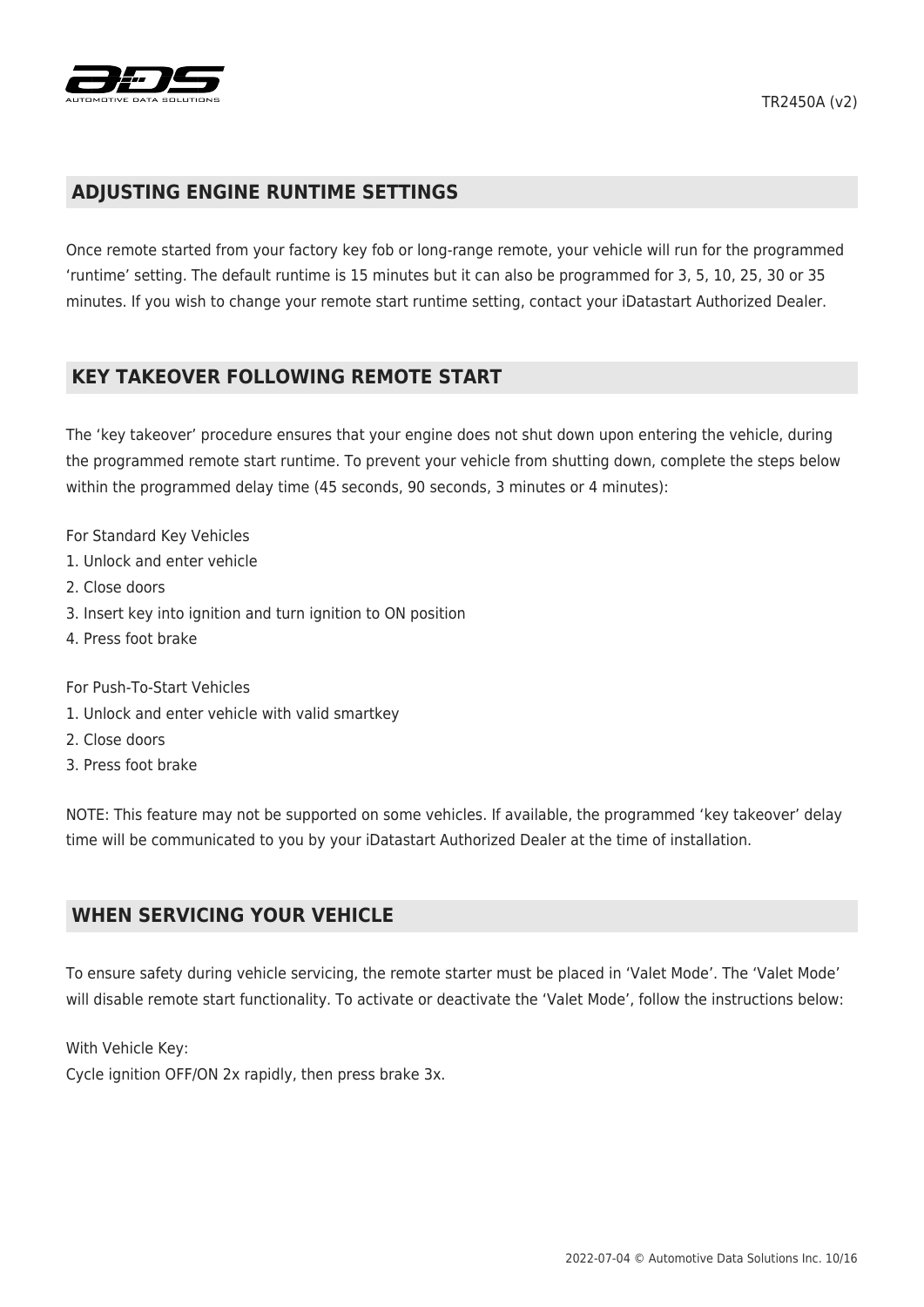## ADJUSTING ENGINE RUNTIME SETTINGS

Once remote started from your factory key fob or long-range remote, your vehicle will run for the programmed 'runtime' setting. The default runtime is 15 minutes but it can also be programmed for 3, 5, 10, 25, 30 or 35 minutes. If you wish to change your remote start runtime setting, contact your iDatastart Authorized Dealer.

## KEY TAKEOVER FOLLOWING REMOTE START

The 'key takeover' procedure ensures that your engine does not shut down upon entering the vehicle, during the programmed remote start runtime. To prevent your vehicle from shutting down, complete the steps below within the programmed delay time (45 seconds, 90 seconds, 3 minutes or 4 minutes):

For Standard Key Vehicles

1. Unlock and enter vehicle
2. Close doors
3. Insert key into ignition and turn ignition to ON position
4. Press foot brake

For Push-To-Start Vehicles

1. Unlock and enter vehicle with valid smartkey
2. Close doors
3. Press foot brake

NOTE: This feature may not be supported on some vehicles. If available, the programmed 'key takeover' delay time will be communicated to you by your iDatastart Authorized Dealer at the time of installation.

## WHEN SERVICING YOUR VEHICLE

To ensure safety during vehicle servicing, the remote starter must be placed in 'Valet Mode'. The 'Valet Mode' will disable remote start functionality. To activate or deactivate the 'Valet Mode', follow the instructions below:

With Vehicle Key:
Cycle ignition OFF/ON 2x rapidly, then press brake 3x.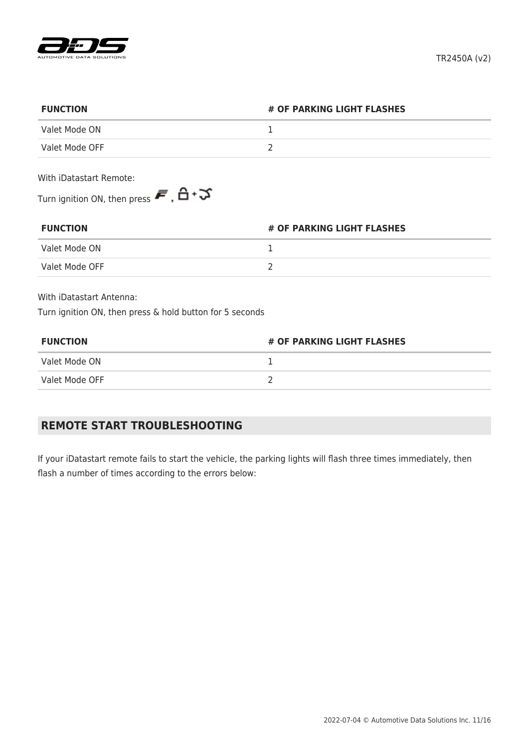| FUNCTION | # OF PARKING LIGHT FLASHES |
| --- | --- |
| Valet Mode ON | 1 |
| Valet Mode OFF | 2 |

With iDatastart Remote:

Turn ignition ON, then press F , 🔓 + 🔔

| FUNCTION | # OF PARKING LIGHT FLASHES |
| --- | --- |
| Valet Mode ON | 1 |
| Valet Mode OFF | 2 |

With iDatastart Antenna:

Turn ignition ON, then press & hold button for 5 seconds

| FUNCTION | # OF PARKING LIGHT FLASHES |
| --- | --- |
| Valet Mode ON | 1 |
| Valet Mode OFF | 2 |

## REMOTE START TROUBLESHOOTING

If your iDatastart remote fails to start the vehicle, the parking lights will flash three times immediately, then flash a number of times according to the errors below: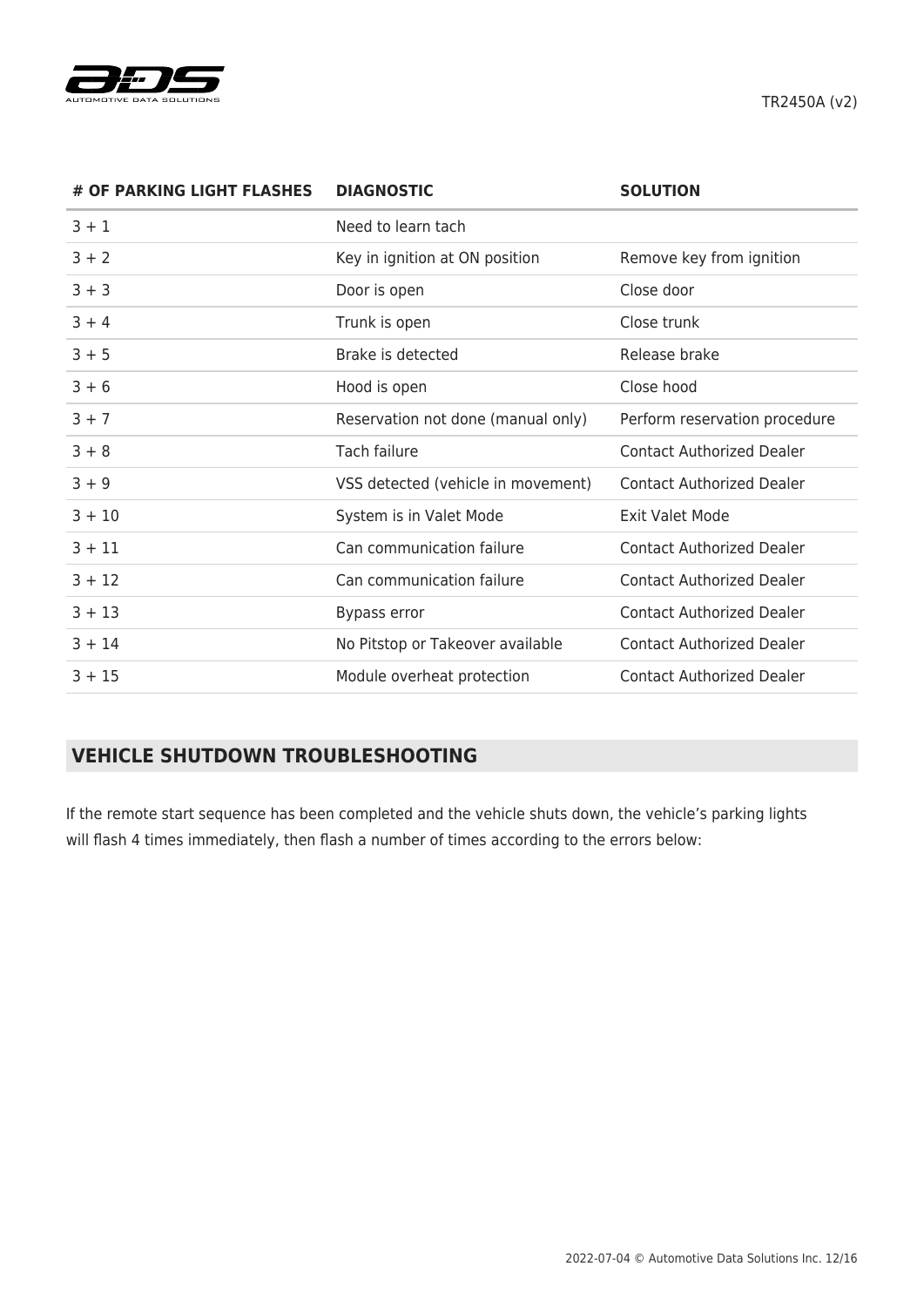| # OF PARKING LIGHT FLASHES | DIAGNOSTIC | SOLUTION |
| --- | --- | --- |
| 3 + 1 | Need to learn tach | |
| 3 + 2 | Key in ignition at ON position | Remove key from ignition |
| 3 + 3 | Door is open | Close door |
| 3 + 4 | Trunk is open | Close trunk |
| 3 + 5 | Brake is detected | Release brake |
| 3 + 6 | Hood is open | Close hood |
| 3 + 7 | Reservation not done (manual only) | Perform reservation procedure |
| 3 + 8 | Tach failure | Contact Authorized Dealer |
| 3 + 9 | VSS detected (vehicle in movement) | Contact Authorized Dealer |
| 3 + 10 | System is in Valet Mode | Exit Valet Mode |
| 3 + 11 | Can communication failure | Contact Authorized Dealer |
| 3 + 12 | Can communication failure | Contact Authorized Dealer |
| 3 + 13 | Bypass error | Contact Authorized Dealer |
| 3 + 14 | No Pitstop or Takeover available | Contact Authorized Dealer |
| 3 + 15 | Module overheat protection | Contact Authorized Dealer |

## VEHICLE SHUTDOWN TROUBLESHOOTING

If the remote start sequence has been completed and the vehicle shuts down, the vehicle's parking lights will flash 4 times immediately, then flash a number of times according to the errors below: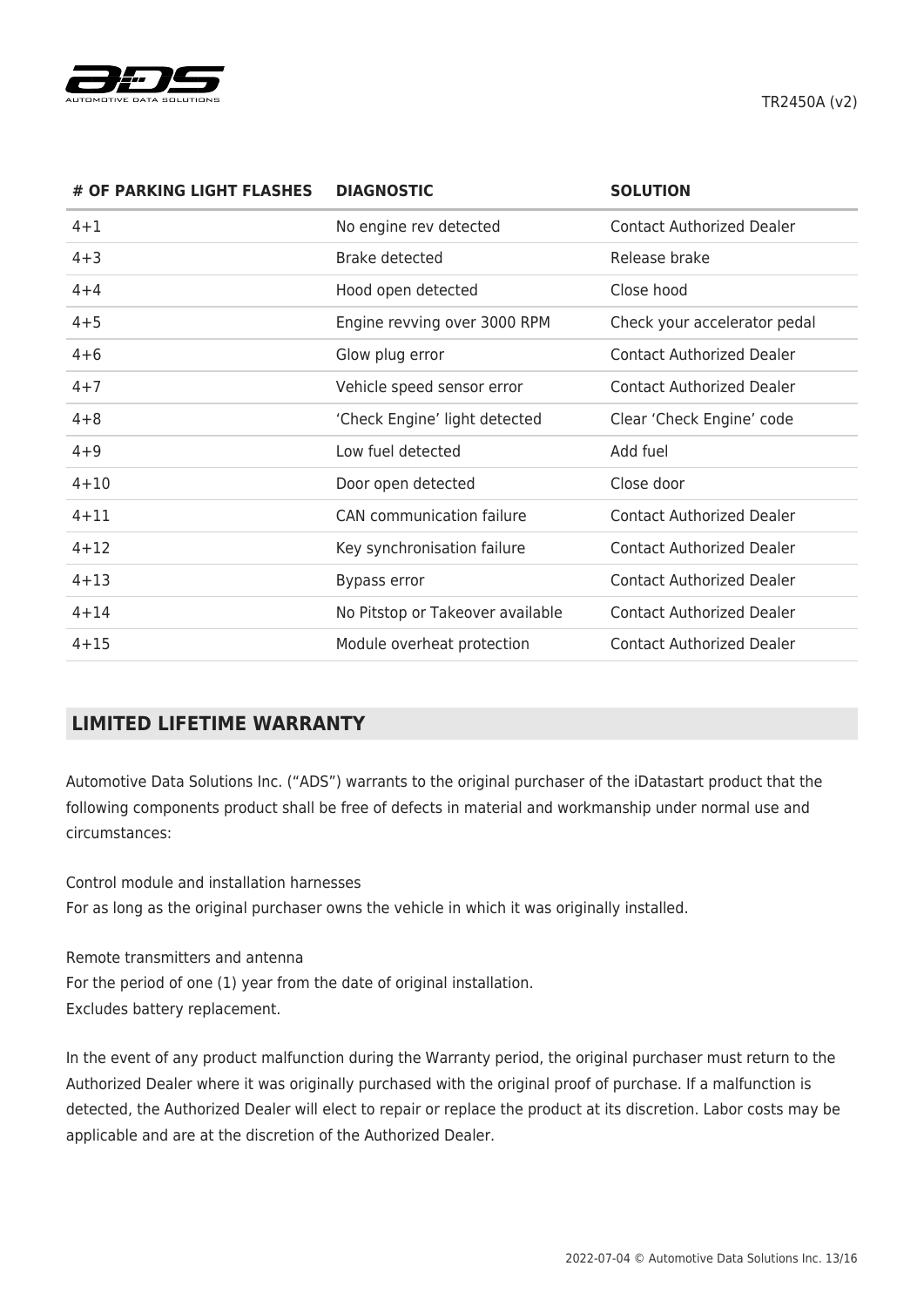| # OF PARKING LIGHT FLASHES | DIAGNOSTIC | SOLUTION |
| --- | --- | --- |
| 4+1 | No engine rev detected | Contact Authorized Dealer |
| 4+3 | Brake detected | Release brake |
| 4+4 | Hood open detected | Close hood |
| 4+5 | Engine revving over 3000 RPM | Check your accelerator pedal |
| 4+6 | Glow plug error | Contact Authorized Dealer |
| 4+7 | Vehicle speed sensor error | Contact Authorized Dealer |
| 4+8 | 'Check Engine' light detected | Clear 'Check Engine' code |
| 4+9 | Low fuel detected | Add fuel |
| 4+10 | Door open detected | Close door |
| 4+11 | CAN communication failure | Contact Authorized Dealer |
| 4+12 | Key synchronisation failure | Contact Authorized Dealer |
| 4+13 | Bypass error | Contact Authorized Dealer |
| 4+14 | No Pitstop or Takeover available | Contact Authorized Dealer |
| 4+15 | Module overheat protection | Contact Authorized Dealer |

## LIMITED LIFETIME WARRANTY

Automotive Data Solutions Inc. ("ADS") warrants to the original purchaser of the iDatastart product that the following components product shall be free of defects in material and workmanship under normal use and circumstances:

Control module and installation harnesses
For as long as the original purchaser owns the vehicle in which it was originally installed.

Remote transmitters and antenna
For the period of one (1) year from the date of original installation.
Excludes battery replacement.

In the event of any product malfunction during the Warranty period, the original purchaser must return to the Authorized Dealer where it was originally purchased with the original proof of purchase. If a malfunction is detected, the Authorized Dealer will elect to repair or replace the product at its discretion. Labor costs may be applicable and are at the discretion of the Authorized Dealer.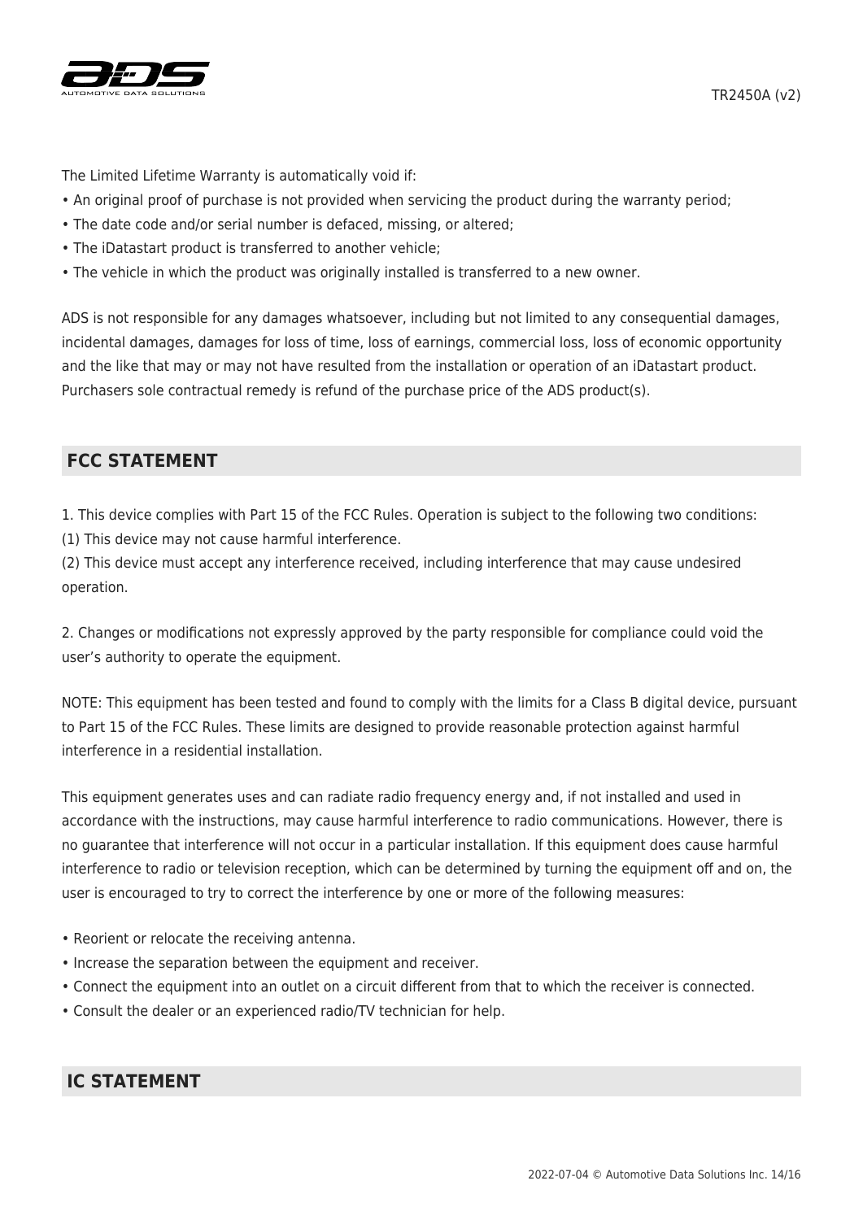The Limited Lifetime Warranty is automatically void if:

- An original proof of purchase is not provided when servicing the product during the warranty period;
- The date code and/or serial number is defaced, missing, or altered;
- The iDatastart product is transferred to another vehicle;
- The vehicle in which the product was originally installed is transferred to a new owner.

ADS is not responsible for any damages whatsoever, including but not limited to any consequential damages, incidental damages, damages for loss of time, loss of earnings, commercial loss, loss of economic opportunity and the like that may or may not have resulted from the installation or operation of an iDatastart product. Purchasers sole contractual remedy is refund of the purchase price of the ADS product(s).

## FCC STATEMENT

1. This device complies with Part 15 of the FCC Rules. Operation is subject to the following two conditions:
(1) This device may not cause harmful interference.
(2) This device must accept any interference received, including interference that may cause undesired operation.

2. Changes or modifications not expressly approved by the party responsible for compliance could void the user's authority to operate the equipment.

NOTE: This equipment has been tested and found to comply with the limits for a Class B digital device, pursuant to Part 15 of the FCC Rules. These limits are designed to provide reasonable protection against harmful interference in a residential installation.

This equipment generates uses and can radiate radio frequency energy and, if not installed and used in accordance with the instructions, may cause harmful interference to radio communications. However, there is no guarantee that interference will not occur in a particular installation. If this equipment does cause harmful interference to radio or television reception, which can be determined by turning the equipment off and on, the user is encouraged to try to correct the interference by one or more of the following measures:

- Reorient or relocate the receiving antenna.
- Increase the separation between the equipment and receiver.
- Connect the equipment into an outlet on a circuit different from that to which the receiver is connected.
- Consult the dealer or an experienced radio/TV technician for help.

## IC STATEMENT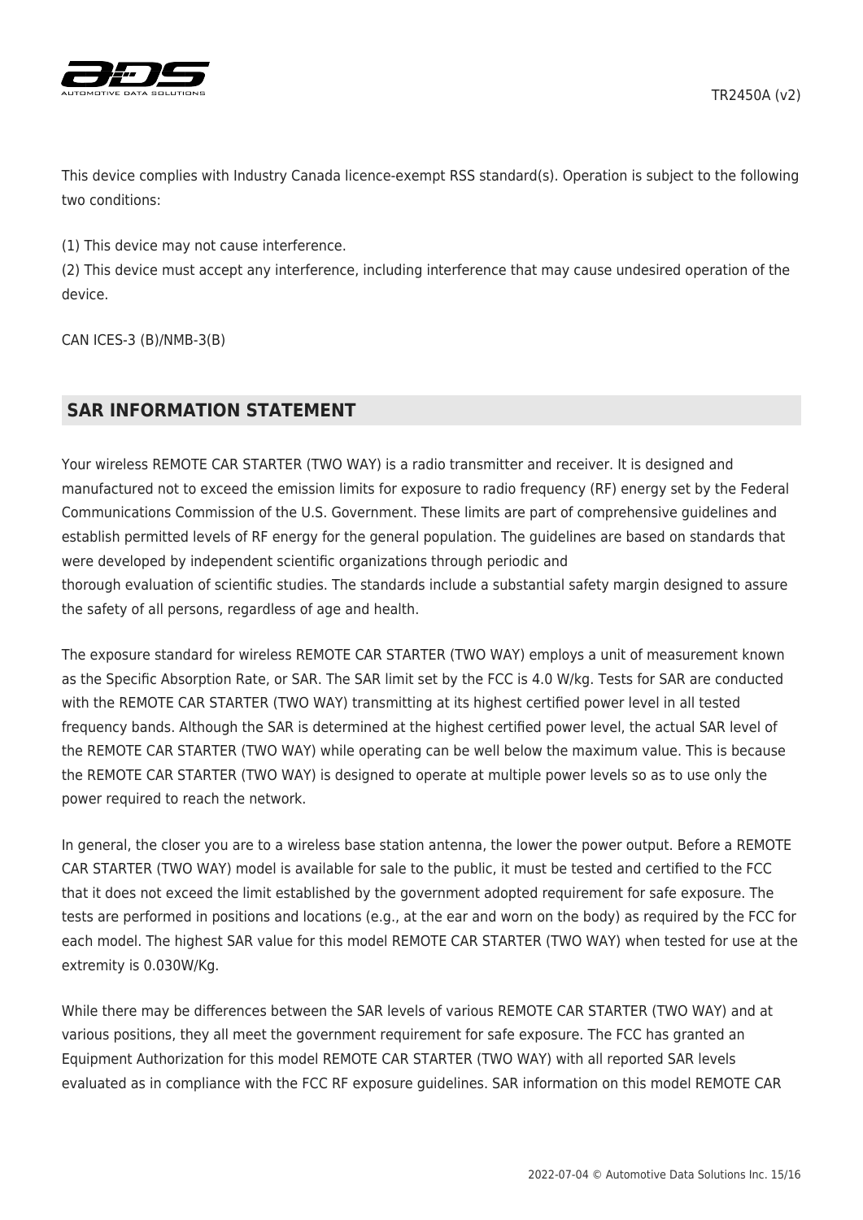This device complies with Industry Canada licence-exempt RSS standard(s). Operation is subject to the following two conditions:

(1) This device may not cause interference.
(2) This device must accept any interference, including interference that may cause undesired operation of the device.

CAN ICES-3 (B)/NMB-3(B)

## SAR INFORMATION STATEMENT

Your wireless REMOTE CAR STARTER (TWO WAY) is a radio transmitter and receiver. It is designed and manufactured not to exceed the emission limits for exposure to radio frequency (RF) energy set by the Federal Communications Commission of the U.S. Government. These limits are part of comprehensive guidelines and establish permitted levels of RF energy for the general population. The guidelines are based on standards that were developed by independent scientific organizations through periodic and
thorough evaluation of scientific studies. The standards include a substantial safety margin designed to assure the safety of all persons, regardless of age and health.

The exposure standard for wireless REMOTE CAR STARTER (TWO WAY) employs a unit of measurement known as the Specific Absorption Rate, or SAR. The SAR limit set by the FCC is 4.0 W/kg. Tests for SAR are conducted with the REMOTE CAR STARTER (TWO WAY) transmitting at its highest certified power level in all tested frequency bands. Although the SAR is determined at the highest certified power level, the actual SAR level of the REMOTE CAR STARTER (TWO WAY) while operating can be well below the maximum value. This is because the REMOTE CAR STARTER (TWO WAY) is designed to operate at multiple power levels so as to use only the power required to reach the network.

In general, the closer you are to a wireless base station antenna, the lower the power output. Before a REMOTE CAR STARTER (TWO WAY) model is available for sale to the public, it must be tested and certified to the FCC that it does not exceed the limit established by the government adopted requirement for safe exposure. The tests are performed in positions and locations (e.g., at the ear and worn on the body) as required by the FCC for each model. The highest SAR value for this model REMOTE CAR STARTER (TWO WAY) when tested for use at the extremity is 0.030W/Kg.

While there may be differences between the SAR levels of various REMOTE CAR STARTER (TWO WAY) and at various positions, they all meet the government requirement for safe exposure. The FCC has granted an Equipment Authorization for this model REMOTE CAR STARTER (TWO WAY) with all reported SAR levels evaluated as in compliance with the FCC RF exposure guidelines. SAR information on this model REMOTE CAR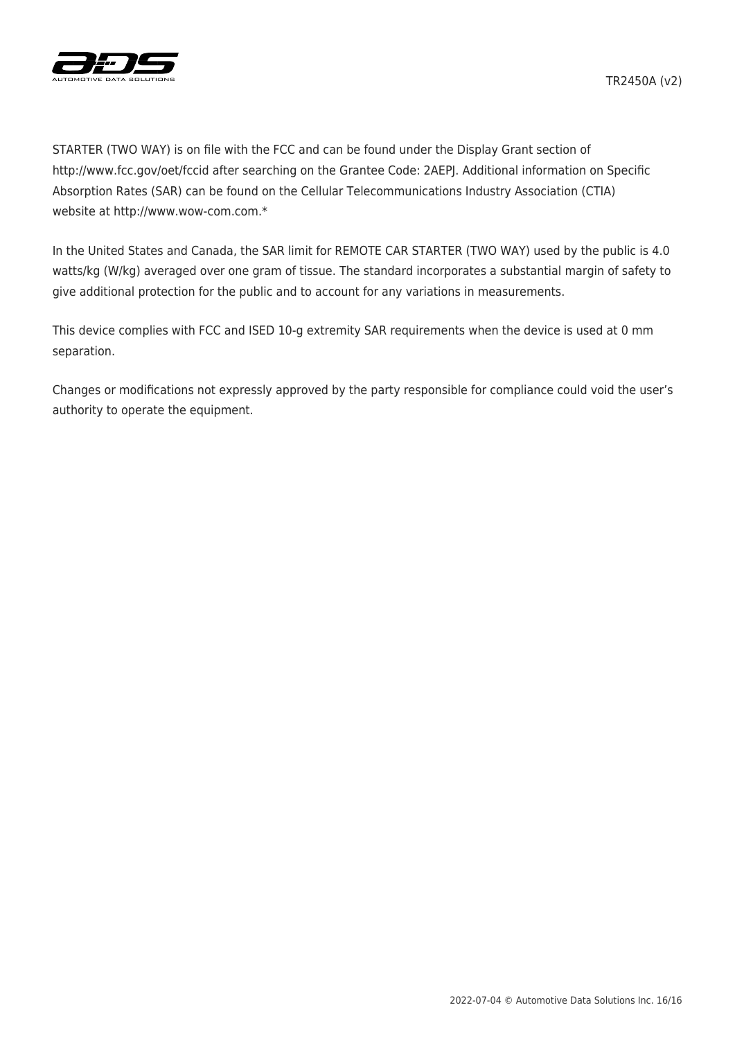STARTER (TWO WAY) is on file with the FCC and can be found under the Display Grant section of http://www.fcc.gov/oet/fccid after searching on the Grantee Code: 2AEPJ. Additional information on Specific Absorption Rates (SAR) can be found on the Cellular Telecommunications Industry Association (CTIA) website at http://www.wow-com.com.*

In the United States and Canada, the SAR limit for REMOTE CAR STARTER (TWO WAY) used by the public is 4.0 watts/kg (W/kg) averaged over one gram of tissue. The standard incorporates a substantial margin of safety to give additional protection for the public and to account for any variations in measurements.

This device complies with FCC and ISED 10-g extremity SAR requirements when the device is used at 0 mm separation.

Changes or modifications not expressly approved by the party responsible for compliance could void the user's authority to operate the equipment.